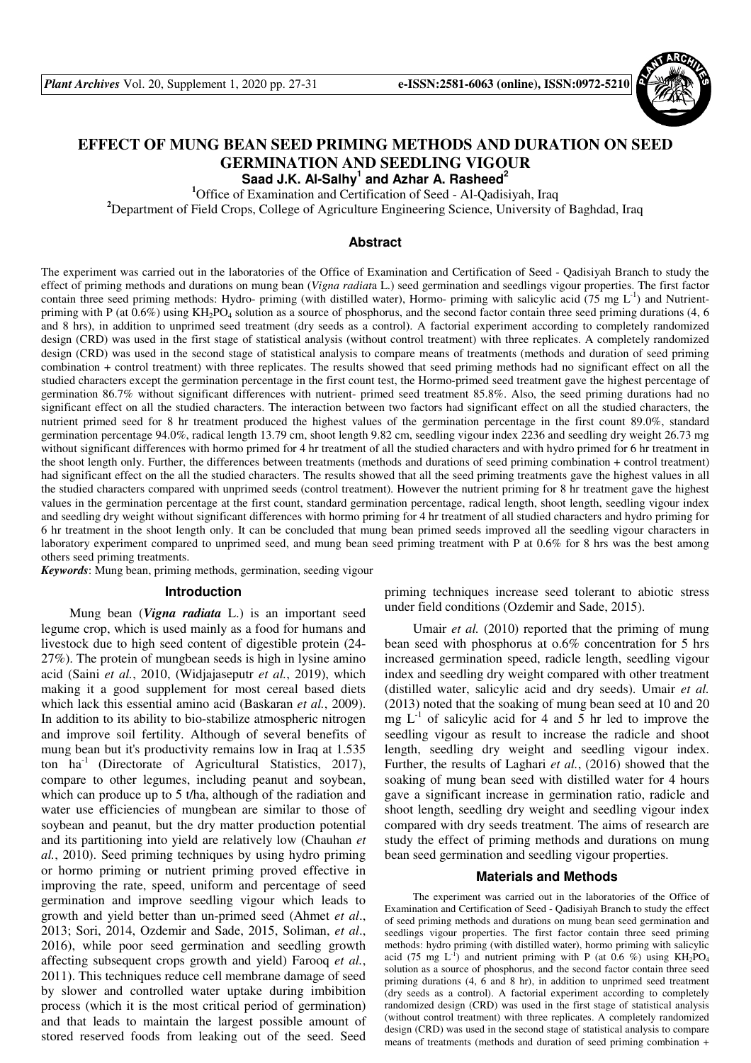# EFFECT OF MUNG BEAN SEED PRIMING METHODS AND DURATION ON SEED GERMINATION AND SEEDLING VIGOUR

**Saad J.K. Al-Salhy[1] and Azhar A. Rasheed[2]**

[1]Office of Examination and Certification of Seed - Al-Qadisiyah, Iraq

[2]Department of Field Crops, College of Agriculture Engineering Science, University of Baghdad, Iraq

## Abstract

The experiment was carried out in the laboratories of the Office of Examination and Certification of Seed - Qadisiyah Branch to study the effect of priming methods and durations on mung bean (*Vigna radiat*a L.) seed germination and seedlings vigour properties. The first factor contain three seed priming methods: Hydro- priming (with distilled water), Hormo- priming with salicylic acid (75 mg $L^{-1}$) and Nutrient-priming with P (at 0.6%) using $KH_2PO_4$ solution as a source of phosphorus, and the second factor contain three seed priming durations (4, 6 and 8 hrs), in addition to unprimed seed treatment (dry seeds as a control). A factorial experiment according to completely randomized design (CRD) was used in the first stage of statistical analysis (without control treatment) with three replicates. A completely randomized design (CRD) was used in the second stage of statistical analysis to compare means of treatments (methods and duration of seed priming combination + control treatment) with three replicates. The results showed that seed priming methods had no significant effect on all the studied characters except the germination percentage in the first count test, the Hormo-primed seed treatment gave the highest percentage of germination 86.7% without significant differences with nutrient- primed seed treatment 85.8%. Also, the seed priming durations had no significant effect on all the studied characters. The interaction between two factors had significant effect on all the studied characters, the nutrient primed seed for 8 hr treatment produced the highest values of the germination percentage in the first count 89.0%, standard germination percentage 94.0%, radical length 13.79 cm, shoot length 9.82 cm, seedling vigour index 2236 and seedling dry weight 26.73 mg without significant differences with hormo primed for 4 hr treatment of all the studied characters and with hydro primed for 6 hr treatment in the shoot length only. Further, the differences between treatments (methods and durations of seed priming combination + control treatment) had significant effect on the all the studied characters. The results showed that all the seed priming treatments gave the highest values in all the studied characters compared with unprimed seeds (control treatment). However the nutrient priming for 8 hr treatment gave the highest values in the germination percentage at the first count, standard germination percentage, radical length, shoot length, seedling vigour index and seedling dry weight without significant differences with hormo priming for 4 hr treatment of all studied characters and hydro priming for 6 hr treatment in the shoot length only. It can be concluded that mung bean primed seeds improved all the seedling vigour characters in laboratory experiment compared to unprimed seed, and mung bean seed priming treatment with P at 0.6% for 8 hrs was the best among others seed priming treatments.

***Keywords***: Mung bean, priming methods, germination, seeding vigour

## Introduction

Mung bean (***Vigna radiata*** L.) is an important seed legume crop, which is used mainly as a food for humans and livestock due to high seed content of digestible protein (24-27%). The protein of mungbean seeds is high in lysine amino acid (Saini *et al.*, 2010, (Widjajaseputr *et al.*, 2019), which making it a good supplement for most cereal based diets which lack this essential amino acid (Baskaran *et al.*, 2009). In addition to its ability to bio-stabilize atmospheric nitrogen and improve soil fertility. Although of several benefits of mung bean but it's productivity remains low in Iraq at 1.535 ton $ha^{-1}$ (Directorate of Agricultural Statistics, 2017), compare to other legumes, including peanut and soybean, which can produce up to 5 t/ha, although of the radiation and water use efficiencies of mungbean are similar to those of soybean and peanut, but the dry matter production potential and its partitioning into yield are relatively low (Chauhan *et al.*, 2010). Seed priming techniques by using hydro priming or hormo priming or nutrient priming proved effective in improving the rate, speed, uniform and percentage of seed germination and improve seedling vigour which leads to growth and yield better than un-primed seed (Ahmet *et al.*, 2013; Sori, 2014, Ozdemir and Sade, 2015, Soliman, *et al.*, 2016), while poor seed germination and seedling growth affecting subsequent crops growth and yield) Farooq *et al.*, 2011). This techniques reduce cell membrane damage of seed by slower and controlled water uptake during imbibition process (which it is the most critical period of germination) and that leads to maintain the largest possible amount of stored reserved foods from leaking out of the seed. Seed priming techniques increase seed tolerant to abiotic stress under field conditions (Ozdemir and Sade, 2015).

Umair *et al.* (2010) reported that the priming of mung bean seed with phosphorus at o.6% concentration for 5 hrs increased germination speed, radicle length, seedling vigour index and seedling dry weight compared with other treatment (distilled water, salicylic acid and dry seeds). Umair *et al.* (2013) noted that the soaking of mung bean seed at 10 and 20 mg $L^{-1}$ of salicylic acid for 4 and 5 hr led to improve the seedling vigour as result to increase the radicle and shoot length, seedling dry weight and seedling vigour index. Further, the results of Laghari *et al.*, (2016) showed that the soaking of mung bean seed with distilled water for 4 hours gave a significant increase in germination ratio, radicle and shoot length, seedling dry weight and seedling vigour index compared with dry seeds treatment. The aims of research are study the effect of priming methods and durations on mung bean seed germination and seedling vigour properties.

## Materials and Methods

The experiment was carried out in the laboratories of the Office of Examination and Certification of Seed - Qadisiyah Branch to study the effect of seed priming methods and durations on mung bean seed germination and seedlings vigour properties. The first factor contain three seed priming methods: hydro priming (with distilled water), hormo priming with salicylic acid (75 mg $L^{-1}$) and nutrient priming with P (at 0.6 %) using $KH_2PO_4$ solution as a source of phosphorus, and the second factor contain three seed priming durations (4, 6 and 8 hr), in addition to unprimed seed treatment (dry seeds as a control). A factorial experiment according to completely randomized design (CRD) was used in the first stage of statistical analysis (without control treatment) with three replicates. A completely randomized design (CRD) was used in the second stage of statistical analysis to compare means of treatments (methods and duration of seed priming combination +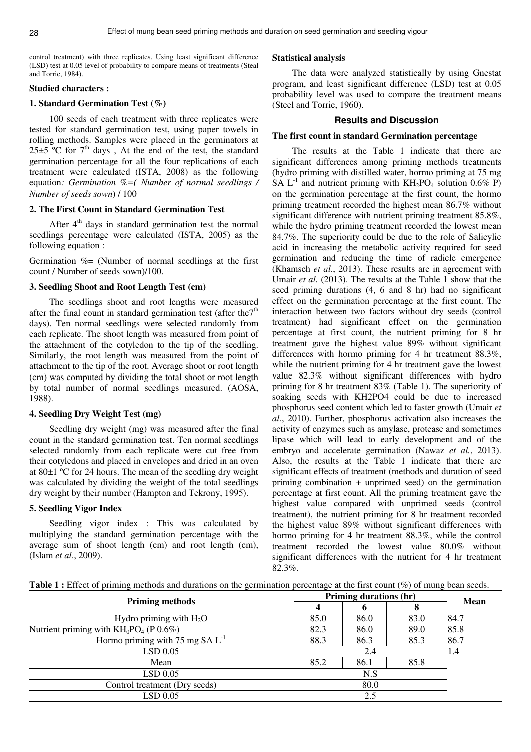control treatment) with three replicates. Using least significant difference (LSD) test at 0.05 level of probability to compare means of treatments (Steal and Torrie, 1984).

### Studied characters :

### 1. Standard Germination Test (%)

100 seeds of each treatment with three replicates were tested for standard germination test, using paper towels in rolling methods. Samples were placed in the germinators at 25±5 ºC for 7[th] days , At the end of the test, the standard germination percentage for all the four replications of each treatment were calculated (ISTA, 2008) as the following equation*: Germination %=( Number of normal seedlings / Number of seeds sown*) / 100

### 2. The First Count in Standard Germination Test

After 4[th] days in standard germination test the normal seedlings percentage were calculated (ISTA, 2005) as the following equation :

Germination %= (Number of normal seedlings at the first count / Number of seeds sown)/100.

### 3. Seedling Shoot and Root Length Test (cm)

The seedlings shoot and root lengths were measured after the final count in standard germination test (after the7[th] days). Ten normal seedlings were selected randomly from each replicate. The shoot length was measured from point of the attachment of the cotyledon to the tip of the seedling. Similarly, the root length was measured from the point of attachment to the tip of the root. Average shoot or root length (cm) was computed by dividing the total shoot or root length by total number of normal seedlings measured. (AOSA, 1988).

### 4. Seedling Dry Weight Test (mg)

Seedling dry weight (mg) was measured after the final count in the standard germination test. Ten normal seedlings selected randomly from each replicate were cut free from their cotyledons and placed in envelopes and dried in an oven at 80±1 ºC for 24 hours. The mean of the seedling dry weight was calculated by dividing the weight of the total seedlings dry weight by their number (Hampton and Tekrony, 1995).

### 5. Seedling Vigor Index

Seedling vigor index : This was calculated by multiplying the standard germination percentage with the average sum of shoot length (cm) and root length (cm), (Islam *et al.*, 2009).

### Statistical analysis

The data were analyzed statistically by using Gnestat program, and least significant difference (LSD) test at 0.05 probability level was used to compare the treatment means (Steel and Torrie, 1960).

## Results and Discussion

### The first count in standard Germination percentage

The results at the Table 1 indicate that there are significant differences among priming methods treatments (hydro priming with distilled water, hormo priming at 75 mg SA $L^{-1}$ and nutrient priming with $KH_2PO_4$ solution 0.6% P) on the germination percentage at the first count, the hormo priming treatment recorded the highest mean 86.7% without significant difference with nutrient priming treatment 85.8%, while the hydro priming treatment recorded the lowest mean 84.7%. The superiority could be due to the role of Salicylic acid in increasing the metabolic activity required for seed germination and reducing the time of radicle emergence (Khamseh *et al.*, 2013). These results are in agreement with Umair *et al.* (2013). The results at the Table 1 show that the seed priming durations (4, 6 and 8 hr) had no significant effect on the germination percentage at the first count. The interaction between two factors without dry seeds (control treatment) had significant effect on the germination percentage at first count, the nutrient priming for 8 hr treatment gave the highest value 89% without significant differences with hormo priming for 4 hr treatment 88.3%, while the nutrient priming for 4 hr treatment gave the lowest value 82.3% without significant differences with hydro priming for 8 hr treatment 83% (Table 1). The superiority of soaking seeds with KH2PO4 could be due to increased phosphorus seed content which led to faster growth (Umair *et al.*, 2010). Further, phosphorus activation also increases the activity of enzymes such as amylase, protease and sometimes lipase which will lead to early development and of the embryo and accelerate germination (Nawaz *et al.*, 2013). Also, the results at the Table 1 indicate that there are significant effects of treatment (methods and duration of seed priming combination + unprimed seed) on the germination percentage at first count. All the priming treatment gave the highest value compared with unprimed seeds (control treatment), the nutrient priming for 8 hr treatment recorded the highest value 89% without significant differences with hormo priming for 4 hr treatment 88.3%, while the control treatment recorded the lowest value 80.0% without significant differences with the nutrient for 4 hr treatment 82.3%.

**Table 1 :** Effect of priming methods and durations on the germination percentage at the first count (%) of mung bean seeds.

| Priming methods | Priming durations (hr) | | | Mean |
|---|---|---|---|---|
| | 4 | 6 | 8 | |
| Hydro priming with $H_2O$ | 85.0 | 86.0 | 83.0 | 84.7 |
| Nutrient priming with $KH_0PO_4$ (P 0.6%) | 82.3 | 86.0 | 89.0 | 85.8 |
| Hormo priming with 75 mg SA $L^{-1}$ | 88.3 | 86.3 | 85.3 | 86.7 |
| LSD 0.05 | 2.4 | | | 1.4 |
| Mean | 85.2 | 86.1 | 85.8 | |
| LSD 0.05 | N.S | | | |
| Control treatment (Dry seeds) | 80.0 | | | |
| LSD 0.05 | 2.5 | | | |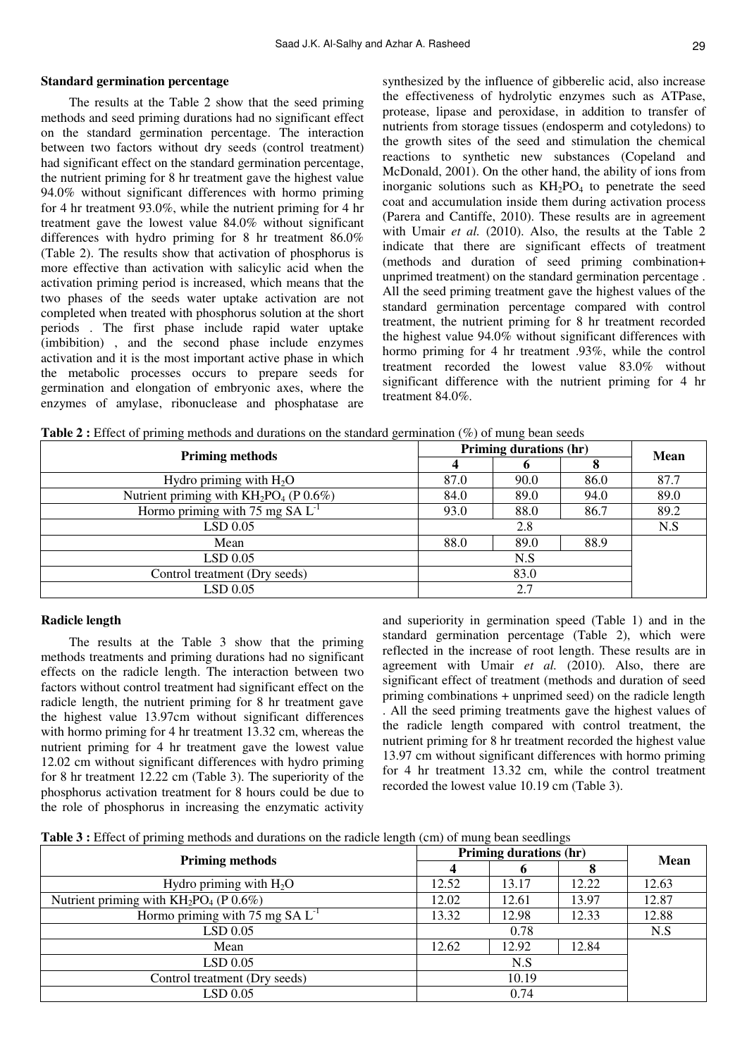### Standard germination percentage

The results at the Table 2 show that the seed priming methods and seed priming durations had no significant effect on the standard germination percentage. The interaction between two factors without dry seeds (control treatment) had significant effect on the standard germination percentage, the nutrient priming for 8 hr treatment gave the highest value 94.0% without significant differences with hormo priming for 4 hr treatment 93.0%, while the nutrient priming for 4 hr treatment gave the lowest value 84.0% without significant differences with hydro priming for 8 hr treatment 86.0% (Table 2). The results show that activation of phosphorus is more effective than activation with salicylic acid when the activation priming period is increased, which means that the two phases of the seeds water uptake activation are not completed when treated with phosphorus solution at the short periods . The first phase include rapid water uptake (imbibition) , and the second phase include enzymes activation and it is the most important active phase in which the metabolic processes occurs to prepare seeds for germination and elongation of embryonic axes, where the enzymes of amylase, ribonuclease and phosphatase are synthesized by the influence of gibberelic acid, also increase the effectiveness of hydrolytic enzymes such as ATPase, protease, lipase and peroxidase, in addition to transfer of nutrients from storage tissues (endosperm and cotyledons) to the growth sites of the seed and stimulation the chemical reactions to synthetic new substances (Copeland and McDonald, 2001). On the other hand, the ability of ions from inorganic solutions such as $KH_2PO_4$ to penetrate the seed coat and accumulation inside them during activation process (Parera and Cantiffe, 2010). These results are in agreement with Umair *et al.* (2010). Also, the results at the Table 2 indicate that there are significant effects of treatment (methods and duration of seed priming combination+ unprimed treatment) on the standard germination percentage . All the seed priming treatment gave the highest values of the standard germination percentage compared with control treatment, the nutrient priming for 8 hr treatment recorded the highest value 94.0% without significant differences with hormo priming for 4 hr treatment .93%, while the control treatment recorded the lowest value 83.0% without significant difference with the nutrient priming for 4 hr treatment 84.0%.

**Table 2 :** Effect of priming methods and durations on the standard germination (%) of mung bean seeds

| Priming methods | Priming durations (hr) | | | Mean |
|---|---|---|---|---|
| | 4 | 6 | 8 | |
| Hydro priming with $H_2O$ | 87.0 | 90.0 | 86.0 | 87.7 |
| Nutrient priming with $KH_2PO_4$ (P 0.6%) | 84.0 | 89.0 | 94.0 | 89.0 |
| Hormo priming with 75 mg SA $L^{-1}$ | 93.0 | 88.0 | 86.7 | 89.2 |
| LSD 0.05 | 2.8 | | | N.S |
| Mean | 88.0 | 89.0 | 88.9 | |
| LSD 0.05 | N.S | | | |
| Control treatment (Dry seeds) | 83.0 | | | |
| LSD 0.05 | 2.7 | | | |

### Radicle length

The results at the Table 3 show that the priming methods treatments and priming durations had no significant effects on the radicle length. The interaction between two factors without control treatment had significant effect on the radicle length, the nutrient priming for 8 hr treatment gave the highest value 13.97cm without significant differences with hormo priming for 4 hr treatment 13.32 cm, whereas the nutrient priming for 4 hr treatment gave the lowest value 12.02 cm without significant differences with hydro priming for 8 hr treatment 12.22 cm (Table 3). The superiority of the phosphorus activation treatment for 8 hours could be due to the role of phosphorus in increasing the enzymatic activity and superiority in germination speed (Table 1) and in the standard germination percentage (Table 2), which were reflected in the increase of root length. These results are in agreement with Umair *et al.* (2010). Also, there are significant effect of treatment (methods and duration of seed priming combinations + unprimed seed) on the radicle length . All the seed priming treatments gave the highest values of the radicle length compared with control treatment, the nutrient priming for 8 hr treatment recorded the highest value 13.97 cm without significant differences with hormo priming for 4 hr treatment 13.32 cm, while the control treatment recorded the lowest value 10.19 cm (Table 3).

**Table 3 :** Effect of priming methods and durations on the radicle length (cm) of mung bean seedlings

| Priming methods | Priming durations (hr) | | | Mean |
|---|---|---|---|---|
| | 4 | 6 | 8 | |
| Hydro priming with $H_2O$ | 12.52 | 13.17 | 12.22 | 12.63 |
| Nutrient priming with $KH_2PO_4$ (P 0.6%) | 12.02 | 12.61 | 13.97 | 12.87 |
| Hormo priming with 75 mg SA $L^{-1}$ | 13.32 | 12.98 | 12.33 | 12.88 |
| LSD 0.05 | 0.78 | | | N.S |
| Mean | 12.62 | 12.92 | 12.84 | |
| LSD 0.05 | N.S | | | |
| Control treatment (Dry seeds) | 10.19 | | | |
| LSD 0.05 | 0.74 | | | |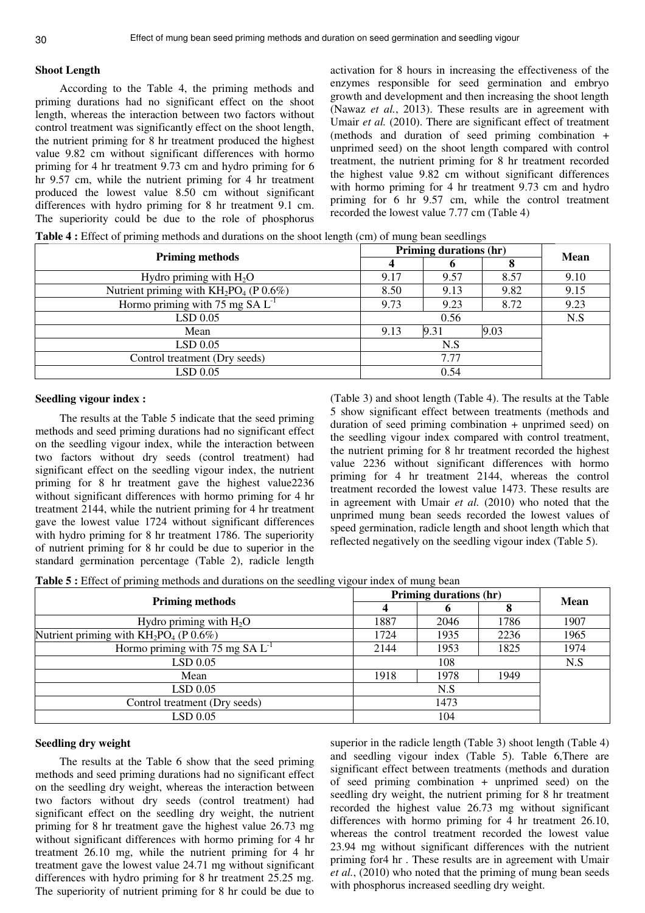### Shoot Length

According to the Table 4, the priming methods and priming durations had no significant effect on the shoot length, whereas the interaction between two factors without control treatment was significantly effect on the shoot length, the nutrient priming for 8 hr treatment produced the highest value 9.82 cm without significant differences with hormo priming for 4 hr treatment 9.73 cm and hydro priming for 6 hr 9.57 cm, while the nutrient priming for 4 hr treatment produced the lowest value 8.50 cm without significant differences with hydro priming for 8 hr treatment 9.1 cm. The superiority could be due to the role of phosphorus activation for 8 hours in increasing the effectiveness of the enzymes responsible for seed germination and embryo growth and development and then increasing the shoot length (Nawaz *et al.*, 2013). These results are in agreement with Umair *et al.* (2010). There are significant effect of treatment (methods and duration of seed priming combination + unprimed seed) on the shoot length compared with control treatment, the nutrient priming for 8 hr treatment recorded the highest value 9.82 cm without significant differences with hormo priming for 4 hr treatment 9.73 cm and hydro priming for 6 hr 9.57 cm, while the control treatment recorded the lowest value 7.77 cm (Table 4)

**Table 4 :** Effect of priming methods and durations on the shoot length (cm) of mung bean seedlings

| Priming methods | Priming durations (hr) | | | Mean |
|---|---|---|---|---|
| | 4 | 6 | 8 | |
| Hydro priming with $H_2O$ | 9.17 | 9.57 | 8.57 | 9.10 |
| Nutrient priming with $KH_2PO_4$ (P 0.6%) | 8.50 | 9.13 | 9.82 | 9.15 |
| Hormo priming with 75 mg SA $L^{-1}$ | 9.73 | 9.23 | 8.72 | 9.23 |
| LSD 0.05 | 0.56 | | | N.S |
| Mean | 9.13 | 9.31 | 9.03 | |
| LSD 0.05 | N.S | | | |
| Control treatment (Dry seeds) | 7.77 | | | |
| LSD 0.05 | 0.54 | | | |

### Seedling vigour index :

The results at the Table 5 indicate that the seed priming methods and seed priming durations had no significant effect on the seedling vigour index, while the interaction between two factors without dry seeds (control treatment) had significant effect on the seedling vigour index, the nutrient priming for 8 hr treatment gave the highest value2236 without significant differences with hormo priming for 4 hr treatment 2144, while the nutrient priming for 4 hr treatment gave the lowest value 1724 without significant differences with hydro priming for 8 hr treatment 1786. The superiority of nutrient priming for 8 hr could be due to superior in the standard germination percentage (Table 2), radicle length (Table 3) and shoot length (Table 4). The results at the Table 5 show significant effect between treatments (methods and duration of seed priming combination + unprimed seed) on the seedling vigour index compared with control treatment, the nutrient priming for 8 hr treatment recorded the highest value 2236 without significant differences with hormo priming for 4 hr treatment 2144, whereas the control treatment recorded the lowest value 1473. These results are in agreement with Umair *et al.* (2010) who noted that the unprimed mung bean seeds recorded the lowest values of speed germination, radicle length and shoot length which that reflected negatively on the seedling vigour index (Table 5).

**Table 5 :** Effect of priming methods and durations on the seedling vigour index of mung bean

| Priming methods | Priming durations (hr) | | | Mean |
|---|---|---|---|---|
| | 4 | 6 | 8 | |
| Hydro priming with $H_2O$ | 1887 | 2046 | 1786 | 1907 |
| Nutrient priming with $KH_2PO_4$ (P 0.6%) | 1724 | 1935 | 2236 | 1965 |
| Hormo priming with 75 mg SA $L^{-1}$ | 2144 | 1953 | 1825 | 1974 |
| LSD 0.05 | 108 | | | N.S |
| Mean | 1918 | 1978 | 1949 | |
| LSD 0.05 | N.S | | | |
| Control treatment (Dry seeds) | 1473 | | | |
| LSD 0.05 | 104 | | | |

### Seedling dry weight

The results at the Table 6 show that the seed priming methods and seed priming durations had no significant effect on the seedling dry weight, whereas the interaction between two factors without dry seeds (control treatment) had significant effect on the seedling dry weight, the nutrient priming for 8 hr treatment gave the highest value 26.73 mg without significant differences with hormo priming for 4 hr treatment 26.10 mg, while the nutrient priming for 4 hr treatment gave the lowest value 24.71 mg without significant differences with hydro priming for 8 hr treatment 25.25 mg. The superiority of nutrient priming for 8 hr could be due to superior in the radicle length (Table 3) shoot length (Table 4) and seedling vigour index (Table 5). Table 6,There are significant effect between treatments (methods and duration of seed priming combination + unprimed seed) on the seedling dry weight, the nutrient priming for 8 hr treatment recorded the highest value 26.73 mg without significant differences with hormo priming for 4 hr treatment 26.10, whereas the control treatment recorded the lowest value 23.94 mg without significant differences with the nutrient priming for4 hr . These results are in agreement with Umair *et al.*, (2010) who noted that the priming of mung bean seeds with phosphorus increased seedling dry weight.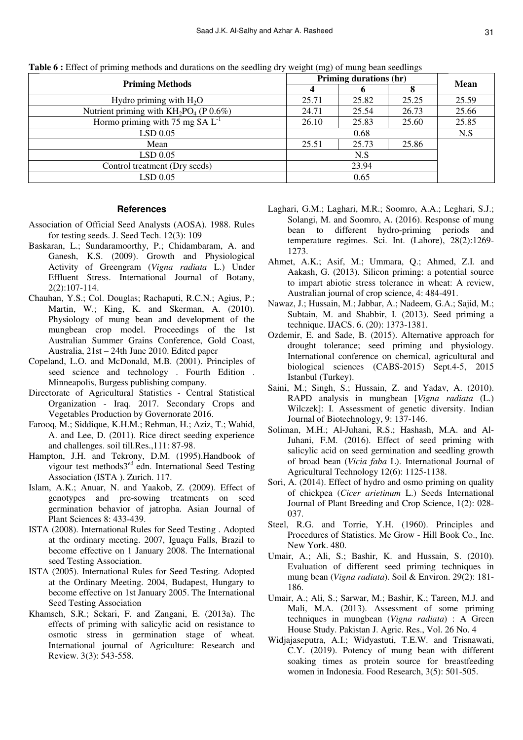**Table 6 :** Effect of priming methods and durations on the seedling dry weight (mg) of mung bean seedlings

| Priming Methods | Priming durations (hr) | | | Mean |
|---|---|---|---|---|
| | 4 | 6 | 8 | |
| Hydro priming with $H_2O$ | 25.71 | 25.82 | 25.25 | 25.59 |
| Nutrient priming with $KH_2PO_4$ (P 0.6%) | 24.71 | 25.54 | 26.73 | 25.66 |
| Hormo priming with 75 mg SA $L^{-1}$ | 26.10 | 25.83 | 25.60 | 25.85 |
| LSD 0.05 | 0.68 | | | N.S |
| Mean | 25.51 | 25.73 | 25.86 | |
| LSD 0.05 | N.S | | | |
| Control treatment (Dry seeds) | 23.94 | | | |
| LSD 0.05 | 0.65 | | | |

## References

Association of Official Seed Analysts (AOSA). 1988. Rules for testing seeds. J. Seed Tech. 12(3): 109

Baskaran, L.; Sundaramoorthy, P.; Chidambaram, A. and Ganesh, K.S. (2009). Growth and Physiological Activity of Greengram (*Vigna radiata* L.) Under Effluent Stress. International Journal of Botany, 2(2):107-114.

Chauhan, Y.S.; Col. Douglas; Rachaputi, R.C.N.; Agius, P.; Martin, W.; King, K. and Skerman, A. (2010). Physiology of mung bean and development of the mungbean crop model. Proceedings of the 1st Australian Summer Grains Conference, Gold Coast, Australia, 21st – 24th June 2010. Edited paper

Copeland, L.O. and McDonald, M.B. (2001). Principles of seed science and technology . Fourth Edition . Minneapolis, Burgess publishing company.

Directorate of Agricultural Statistics - Central Statistical Organization - Iraq. 2017. Secondary Crops and Vegetables Production by Governorate 2016.

Farooq, M.; Siddique, K.H.M.; Rehman, H.; Aziz, T.; Wahid, A. and Lee, D. (2011). Rice direct seeding experience and challenges. soil till.Res.,111: 87-98.

Hampton, J.H. and Tekrony, D.M. (1995).Handbook of vigour test methods3$^{ed}$ edn. International Seed Testing Association (ISTA ). Zurich. 117.

Islam, A.K.; Anuar, N. and Yaakob, Z. (2009). Effect of genotypes and pre-sowing treatments on seed germination behavior of jatropha. Asian Journal of Plant Sciences 8: 433-439.

ISTA (2008). International Rules for Seed Testing . Adopted at the ordinary meeting. 2007, Iguaçu Falls, Brazil to become effective on 1 January 2008. The International seed Testing Association.

ISTA (2005). International Rules for Seed Testing. Adopted at the Ordinary Meeting. 2004, Budapest, Hungary to become effective on 1st January 2005. The International Seed Testing Association

Khamseh, S.R.; Sekari, F. and Zangani, E. (2013a). The effects of priming with salicylic acid on resistance to osmotic stress in germination stage of wheat. International journal of Agriculture: Research and Review. 3(3): 543-558.

Laghari, G.M.; Laghari, M.R.; Soomro, A.A.; Leghari, S.J.; Solangi, M. and Soomro, A. (2016). Response of mung bean to different hydro-priming periods and temperature regimes. Sci. Int. (Lahore), 28(2):1269-1273.

Ahmet, A.K.; Asif, M.; Ummara, Q.; Ahmed, Z.I. and Aakash, G. (2013). Silicon priming: a potential source to impart abiotic stress tolerance in wheat: A review, Australian journal of crop science, 4: 484-491.

Nawaz, J.; Hussain, M.; Jabbar, A.; Nadeem, G.A.; Sajid, M.; Subtain, M. and Shabbir, I. (2013). Seed priming a technique. IJACS. 6. (20): 1373-1381.

Ozdemir, E. and Sade, B. (2015). Alternative approach for drought tolerance; seed priming and physiology. International conference on chemical, agricultural and biological sciences (CABS-2015) Sept.4-5, 2015 Istanbul (Turkey).

Saini, M.; Singh, S.; Hussain, Z. and Yadav, A. (2010). RAPD analysis in mungbean [*Vigna radiata* (L.) Wilczek]: I. Assessment of genetic diversity. Indian Journal of Biotechnology, 9: 137-146.

Soliman, M.H.; Al-Juhani, R.S.; Hashash, M.A. and Al-Juhani, F.M. (2016). Effect of seed priming with salicylic acid on seed germination and seedling growth of broad bean (*Vicia faba* L). International Journal of Agricultural Technology 12(6): 1125-1138.

Sori, A. (2014). Effect of hydro and osmo priming on quality of chickpea (*Cicer arietinum* L.) Seeds International Journal of Plant Breeding and Crop Science, 1(2): 028-037.

Steel, R.G. and Torrie, Y.H. (1960). Principles and Procedures of Statistics. Mc Grow - Hill Book Co., Inc. New York. 480.

Umair, A.; Ali, S.; Bashir, K. and Hussain, S. (2010). Evaluation of different seed priming techniques in mung bean (*Vigna radiata*). Soil & Environ. 29(2): 181-186.

Umair, A.; Ali, S.; Sarwar, M.; Bashir, K.; Tareen, M.J. and Mali, M.A. (2013). Assessment of some priming techniques in mungbean (*Vigna radiata*) : A Green House Study. Pakistan J. Agric. Res., Vol. 26 No. 4

Widjajaseputra, A.I.; Widyastuti, T.E.W. and Trisnawati, C.Y. (2019). Potency of mung bean with different soaking times as protein source for breastfeeding women in Indonesia. Food Research, 3(5): 501-505.